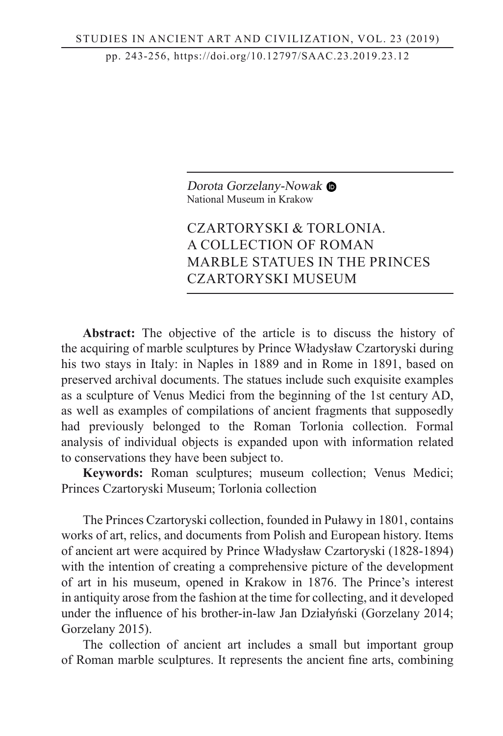Dorota Gorzelany-Nowak
National Museum in Krakow

# CZARTORYSKI & TORLONIA. A COLLECTION OF ROMAN MARBLE STATUES IN THE PRINCES CZARTORYSKI MUSEUM

**Abstract:** The objective of the article is to discuss the history of the acquiring of marble sculptures by Prince Władysław Czartoryski during his two stays in Italy: in Naples in 1889 and in Rome in 1891, based on preserved archival documents. The statues include such exquisite examples as a sculpture of Venus Medici from the beginning of the 1st century AD, as well as examples of compilations of ancient fragments that supposedly had previously belonged to the Roman Torlonia collection. Formal analysis of individual objects is expanded upon with information related to conservations they have been subject to.

**Keywords:** Roman sculptures; museum collection; Venus Medici; Princes Czartoryski Museum; Torlonia collection

The Princes Czartoryski collection, founded in Puławy in 1801, contains works of art, relics, and documents from Polish and European history. Items of ancient art were acquired by Prince Władysław Czartoryski (1828-1894) with the intention of creating a comprehensive picture of the development of art in his museum, opened in Krakow in 1876. The Prince's interest in antiquity arose from the fashion at the time for collecting, and it developed under the influence of his brother-in-law Jan Działyński (Gorzelany 2014; Gorzelany 2015).

The collection of ancient art includes a small but important group of Roman marble sculptures. It represents the ancient fine arts, combining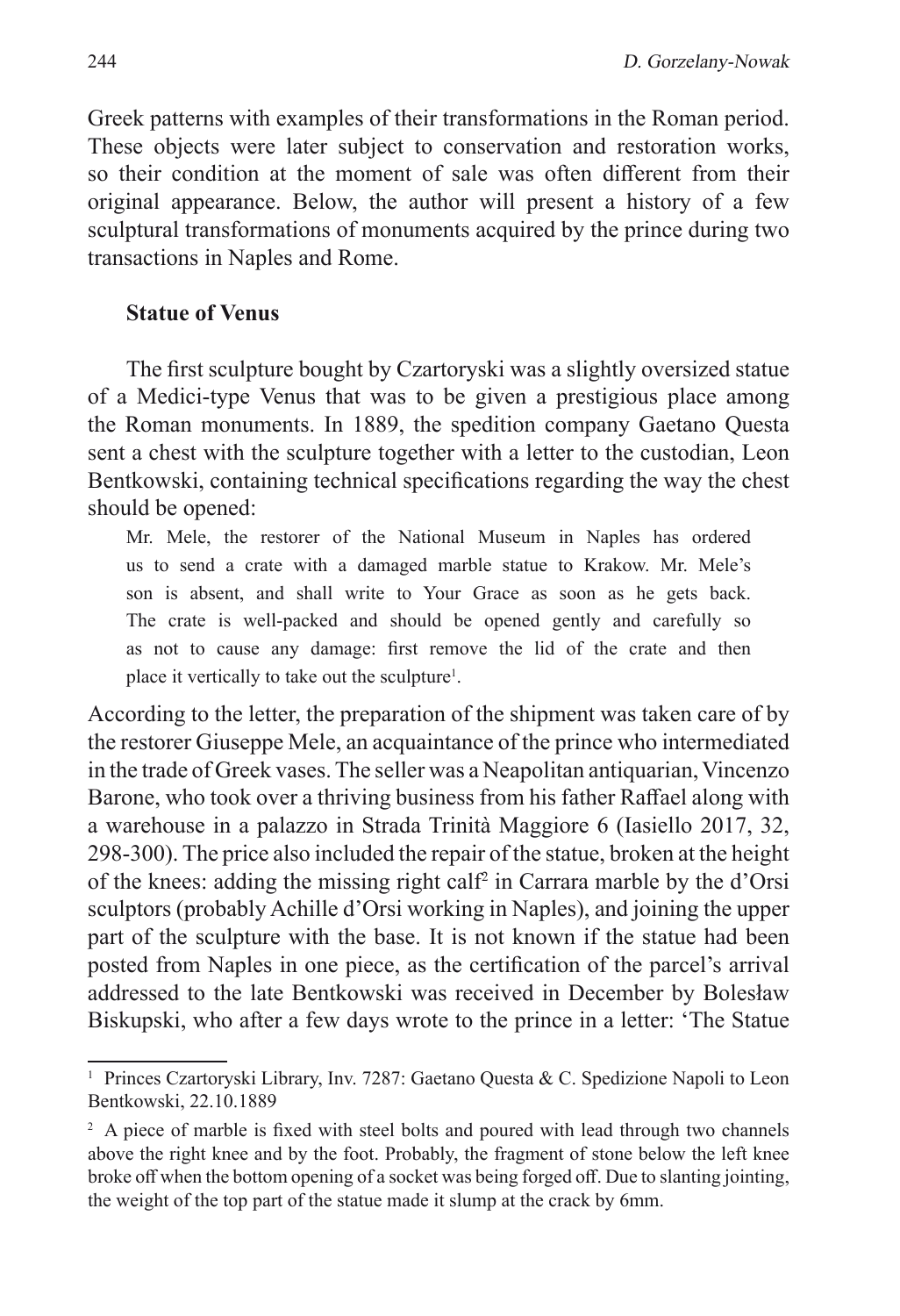Greek patterns with examples of their transformations in the Roman period. These objects were later subject to conservation and restoration works, so their condition at the moment of sale was often different from their original appearance. Below, the author will present a history of a few sculptural transformations of monuments acquired by the prince during two transactions in Naples and Rome.

### Statue of Venus

The first sculpture bought by Czartoryski was a slightly oversized statue of a Medici-type Venus that was to be given a prestigious place among the Roman monuments. In 1889, the spedition company Gaetano Questa sent a chest with the sculpture together with a letter to the custodian, Leon Bentkowski, containing technical specifications regarding the way the chest should be opened:

> Mr. Mele, the restorer of the National Museum in Naples has ordered us to send a crate with a damaged marble statue to Krakow. Mr. Mele's son is absent, and shall write to Your Grace as soon as he gets back. The crate is well-packed and should be opened gently and carefully so as not to cause any damage: first remove the lid of the crate and then place it vertically to take out the sculpture[1].

According to the letter, the preparation of the shipment was taken care of by the restorer Giuseppe Mele, an acquaintance of the prince who intermediated in the trade of Greek vases. The seller was a Neapolitan antiquarian, Vincenzo Barone, who took over a thriving business from his father Raffael along with a warehouse in a palazzo in Strada Trinità Maggiore 6 (Iasiello 2017, 32, 298-300). The price also included the repair of the statue, broken at the height of the knees: adding the missing right calf[2] in Carrara marble by the d'Orsi sculptors (probably Achille d'Orsi working in Naples), and joining the upper part of the sculpture with the base. It is not known if the statue had been posted from Naples in one piece, as the certification of the parcel's arrival addressed to the late Bentkowski was received in December by Bolesław Biskupski, who after a few days wrote to the prince in a letter: 'The Statue

---

[1] Princes Czartoryski Library, Inv. 7287: Gaetano Questa & C. Spedizione Napoli to Leon Bentkowski, 22.10.1889

[2] A piece of marble is fixed with steel bolts and poured with lead through two channels above the right knee and by the foot. Probably, the fragment of stone below the left knee broke off when the bottom opening of a socket was being forged off. Due to slanting jointing, the weight of the top part of the statue made it slump at the crack by 6mm.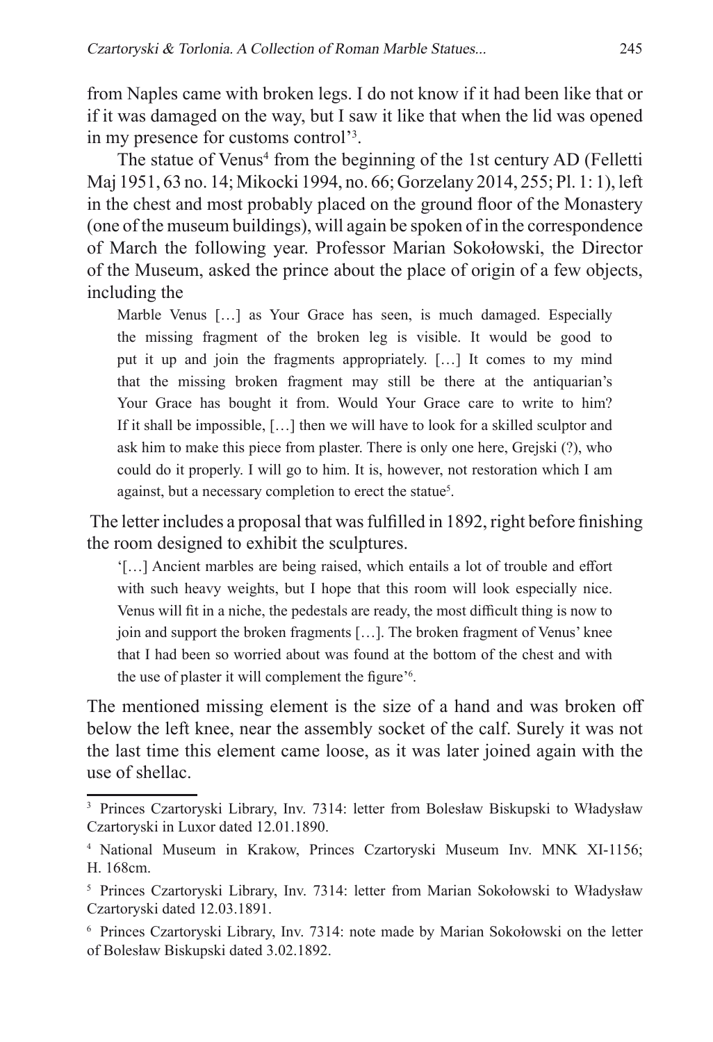from Naples came with broken legs. I do not know if it had been like that or if it was damaged on the way, but I saw it like that when the lid was opened in my presence for customs control'[3].

The statue of Venus[4] from the beginning of the 1st century AD (Felletti Maj 1951, 63 no. 14; Mikocki 1994, no. 66; Gorzelany 2014, 255; Pl. 1: 1), left in the chest and most probably placed on the ground floor of the Monastery (one of the museum buildings), will again be spoken of in the correspondence of March the following year. Professor Marian Sokołowski, the Director of the Museum, asked the prince about the place of origin of a few objects, including the

> Marble Venus […] as Your Grace has seen, is much damaged. Especially the missing fragment of the broken leg is visible. It would be good to put it up and join the fragments appropriately. […] It comes to my mind that the missing broken fragment may still be there at the antiquarian's Your Grace has bought it from. Would Your Grace care to write to him? If it shall be impossible, […] then we will have to look for a skilled sculptor and ask him to make this piece from plaster. There is only one here, Grejski (?), who could do it properly. I will go to him. It is, however, not restoration which I am against, but a necessary completion to erect the statue[5].

The letter includes a proposal that was fulfilled in 1892, right before finishing the room designed to exhibit the sculptures.

> '[…] Ancient marbles are being raised, which entails a lot of trouble and effort with such heavy weights, but I hope that this room will look especially nice. Venus will fit in a niche, the pedestals are ready, the most difficult thing is now to join and support the broken fragments […]. The broken fragment of Venus' knee that I had been so worried about was found at the bottom of the chest and with the use of plaster it will complement the figure'[6].

The mentioned missing element is the size of a hand and was broken off below the left knee, near the assembly socket of the calf. Surely it was not the last time this element came loose, as it was later joined again with the use of shellac.

---

[3] Princes Czartoryski Library, Inv. 7314: letter from Bolesław Biskupski to Władysław Czartoryski in Luxor dated 12.01.1890.

[4] National Museum in Krakow, Princes Czartoryski Museum Inv. MNK XI-1156; H. 168cm.

[5] Princes Czartoryski Library, Inv. 7314: letter from Marian Sokołowski to Władysław Czartoryski dated 12.03.1891.

[6] Princes Czartoryski Library, Inv. 7314: note made by Marian Sokołowski on the letter of Bolesław Biskupski dated 3.02.1892.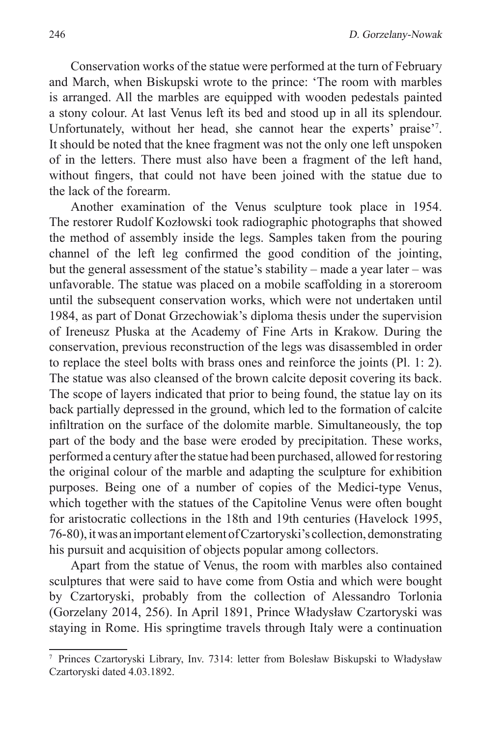Conservation works of the statue were performed at the turn of February and March, when Biskupski wrote to the prince: 'The room with marbles is arranged. All the marbles are equipped with wooden pedestals painted a stony colour. At last Venus left its bed and stood up in all its splendour. Unfortunately, without her head, she cannot hear the experts' praise'[7]. It should be noted that the knee fragment was not the only one left unspoken of in the letters. There must also have been a fragment of the left hand, without fingers, that could not have been joined with the statue due to the lack of the forearm.

Another examination of the Venus sculpture took place in 1954. The restorer Rudolf Kozłowski took radiographic photographs that showed the method of assembly inside the legs. Samples taken from the pouring channel of the left leg confirmed the good condition of the jointing, but the general assessment of the statue's stability – made a year later – was unfavorable. The statue was placed on a mobile scaffolding in a storeroom until the subsequent conservation works, which were not undertaken until 1984, as part of Donat Grzechowiak's diploma thesis under the supervision of Ireneusz Płuska at the Academy of Fine Arts in Krakow. During the conservation, previous reconstruction of the legs was disassembled in order to replace the steel bolts with brass ones and reinforce the joints (Pl. 1: 2). The statue was also cleansed of the brown calcite deposit covering its back. The scope of layers indicated that prior to being found, the statue lay on its back partially depressed in the ground, which led to the formation of calcite infiltration on the surface of the dolomite marble. Simultaneously, the top part of the body and the base were eroded by precipitation. These works, performed a century after the statue had been purchased, allowed for restoring the original colour of the marble and adapting the sculpture for exhibition purposes. Being one of a number of copies of the Medici-type Venus, which together with the statues of the Capitoline Venus were often bought for aristocratic collections in the 18th and 19th centuries (Havelock 1995, 76-80), it was an important element of Czartoryski's collection, demonstrating his pursuit and acquisition of objects popular among collectors.

Apart from the statue of Venus, the room with marbles also contained sculptures that were said to have come from Ostia and which were bought by Czartoryski, probably from the collection of Alessandro Torlonia (Gorzelany 2014, 256). In April 1891, Prince Władysław Czartoryski was staying in Rome. His springtime travels through Italy were a continuation

---

[7] Princes Czartoryski Library, Inv. 7314: letter from Bolesław Biskupski to Władysław Czartoryski dated 4.03.1892.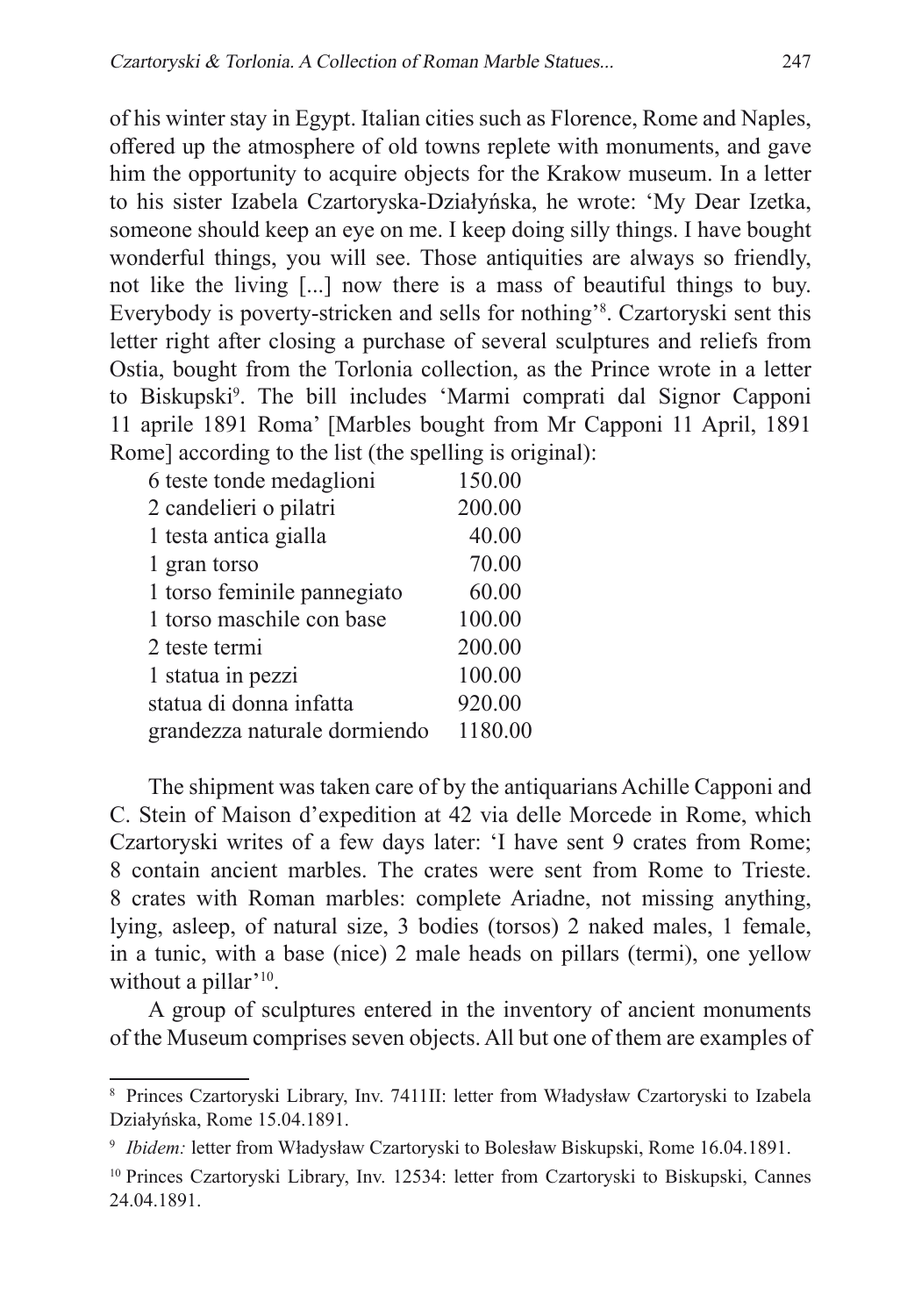of his winter stay in Egypt. Italian cities such as Florence, Rome and Naples, offered up the atmosphere of old towns replete with monuments, and gave him the opportunity to acquire objects for the Krakow museum. In a letter to his sister Izabela Czartoryska-Działyńska, he wrote: 'My Dear Izetka, someone should keep an eye on me. I keep doing silly things. I have bought wonderful things, you will see. Those antiquities are always so friendly, not like the living [...] now there is a mass of beautiful things to buy. Everybody is poverty-stricken and sells for nothing'[8]. Czartoryski sent this letter right after closing a purchase of several sculptures and reliefs from Ostia, bought from the Torlonia collection, as the Prince wrote in a letter to Biskupski[9]. The bill includes 'Marmi comprati dal Signor Capponi 11 aprile 1891 Roma' [Marbles bought from Mr Capponi 11 April, 1891 Rome] according to the list (the spelling is original):

| | |
|---|---|
| 6 teste tonde medaglioni | 150.00 |
| 2 candelieri o pilatri | 200.00 |
| 1 testa antica gialla | 40.00 |
| 1 gran torso | 70.00 |
| 1 torso feminile pannegiato | 60.00 |
| 1 torso maschile con base | 100.00 |
| 2 teste termi | 200.00 |
| 1 statua in pezzi | 100.00 |
| statua di donna infatta | 920.00 |
| grandezza naturale dormiendo | 1180.00 |

The shipment was taken care of by the antiquarians Achille Capponi and C. Stein of Maison d'expedition at 42 via delle Morcede in Rome, which Czartoryski writes of a few days later: 'I have sent 9 crates from Rome; 8 contain ancient marbles. The crates were sent from Rome to Trieste. 8 crates with Roman marbles: complete Ariadne, not missing anything, lying, asleep, of natural size, 3 bodies (torsos) 2 naked males, 1 female, in a tunic, with a base (nice) 2 male heads on pillars (termi), one yellow without a pillar'[10].

A group of sculptures entered in the inventory of ancient monuments of the Museum comprises seven objects. All but one of them are examples of

---

[8] Princes Czartoryski Library, Inv. 7411II: letter from Władysław Czartoryski to Izabela Działyńska, Rome 15.04.1891.

[9] *Ibidem:* letter from Władysław Czartoryski to Bolesław Biskupski, Rome 16.04.1891.

[10] Princes Czartoryski Library, Inv. 12534: letter from Czartoryski to Biskupski, Cannes 24.04.1891.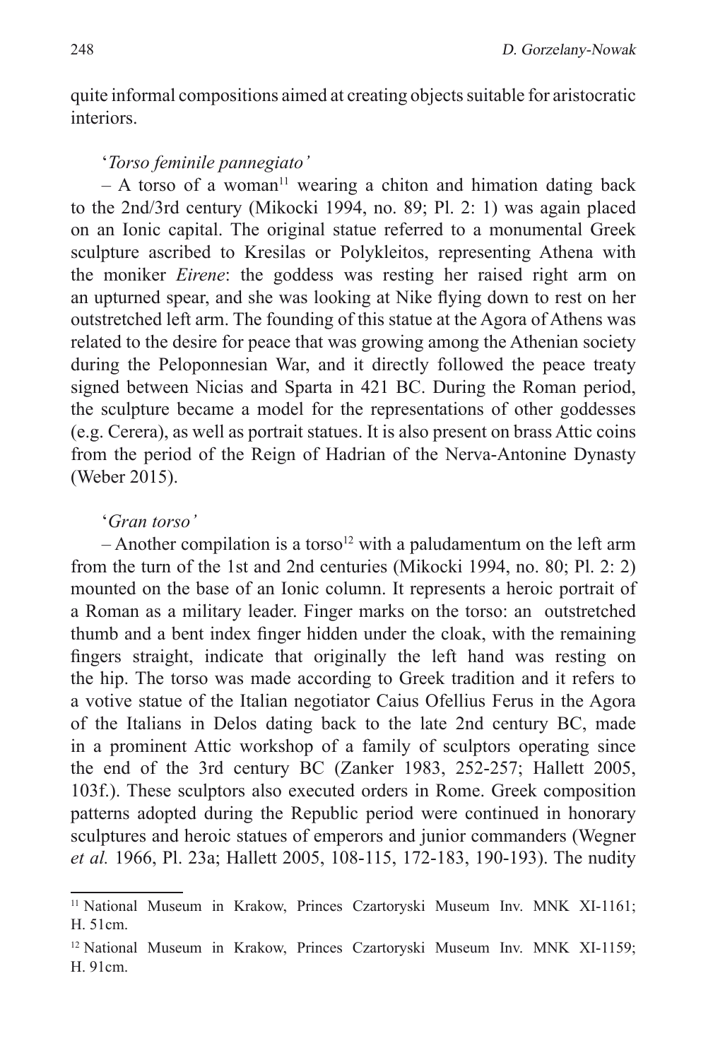quite informal compositions aimed at creating objects suitable for aristocratic interiors.

'*Torso feminile pannegiato'*

– A torso of a woman[11] wearing a chiton and himation dating back to the 2nd/3rd century (Mikocki 1994, no. 89; Pl. 2: 1) was again placed on an Ionic capital. The original statue referred to a monumental Greek sculpture ascribed to Kresilas or Polykleitos, representing Athena with the moniker *Eirene*: the goddess was resting her raised right arm on an upturned spear, and she was looking at Nike flying down to rest on her outstretched left arm. The founding of this statue at the Agora of Athens was related to the desire for peace that was growing among the Athenian society during the Peloponnesian War, and it directly followed the peace treaty signed between Nicias and Sparta in 421 BC. During the Roman period, the sculpture became a model for the representations of other goddesses (e.g. Cerera), as well as portrait statues. It is also present on brass Attic coins from the period of the Reign of Hadrian of the Nerva-Antonine Dynasty (Weber 2015).

'*Gran torso'*

– Another compilation is a torso[12] with a paludamentum on the left arm from the turn of the 1st and 2nd centuries (Mikocki 1994, no. 80; Pl. 2: 2) mounted on the base of an Ionic column. It represents a heroic portrait of a Roman as a military leader. Finger marks on the torso: an outstretched thumb and a bent index finger hidden under the cloak, with the remaining fingers straight, indicate that originally the left hand was resting on the hip. The torso was made according to Greek tradition and it refers to a votive statue of the Italian negotiator Caius Ofellius Ferus in the Agora of the Italians in Delos dating back to the late 2nd century BC, made in a prominent Attic workshop of a family of sculptors operating since the end of the 3rd century BC (Zanker 1983, 252-257; Hallett 2005, 103f.). These sculptors also executed orders in Rome. Greek composition patterns adopted during the Republic period were continued in honorary sculptures and heroic statues of emperors and junior commanders (Wegner *et al.* 1966, Pl. 23a; Hallett 2005, 108-115, 172-183, 190-193). The nudity

[11] National Museum in Krakow, Princes Czartoryski Museum Inv. MNK XI-1161; H. 51cm.

[12] National Museum in Krakow, Princes Czartoryski Museum Inv. MNK XI-1159; H. 91cm.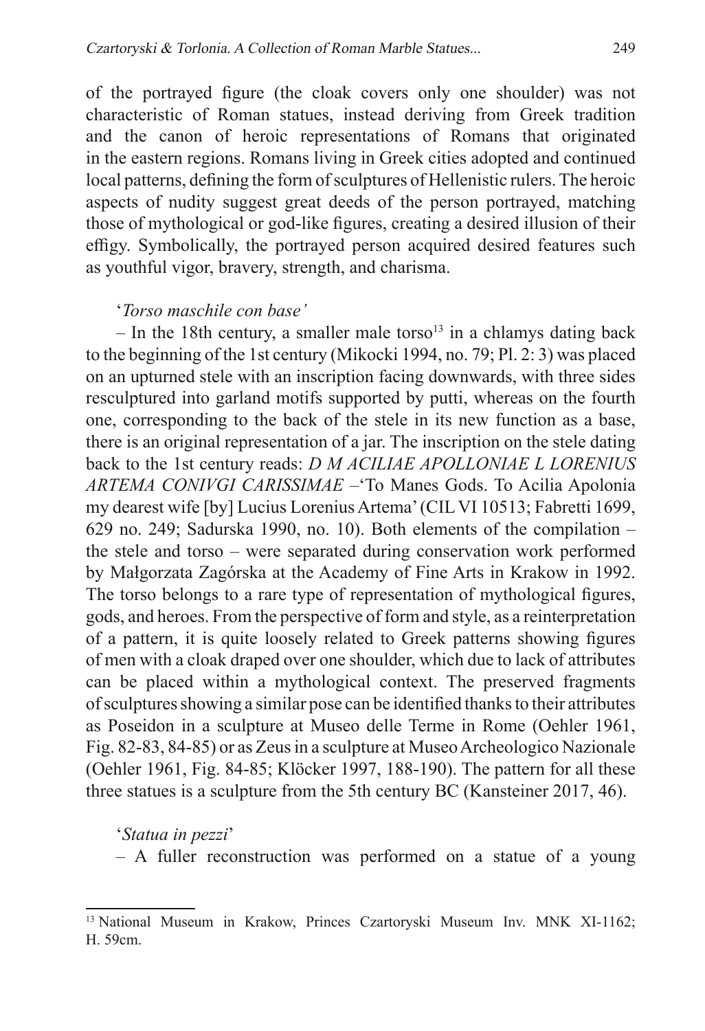of the portrayed figure (the cloak covers only one shoulder) was not characteristic of Roman statues, instead deriving from Greek tradition and the canon of heroic representations of Romans that originated in the eastern regions. Romans living in Greek cities adopted and continued local patterns, defining the form of sculptures of Hellenistic rulers. The heroic aspects of nudity suggest great deeds of the person portrayed, matching those of mythological or god-like figures, creating a desired illusion of their effigy. Symbolically, the portrayed person acquired desired features such as youthful vigor, bravery, strength, and charisma.

'*Torso maschile con base'*

– In the 18th century, a smaller male torso[13] in a chlamys dating back to the beginning of the 1st century (Mikocki 1994, no. 79; Pl. 2: 3) was placed on an upturned stele with an inscription facing downwards, with three sides resculptured into garland motifs supported by putti, whereas on the fourth one, corresponding to the back of the stele in its new function as a base, there is an original representation of a jar. The inscription on the stele dating back to the 1st century reads: *D M ACILIAE APOLLONIAE L LORENIUS ARTEMA CONIVGI CARISSIMAE* –'To Manes Gods. To Acilia Apolonia my dearest wife [by] Lucius Lorenius Artema' (CIL VI 10513; Fabretti 1699, 629 no. 249; Sadurska 1990, no. 10). Both elements of the compilation – the stele and torso – were separated during conservation work performed by Małgorzata Zagórska at the Academy of Fine Arts in Krakow in 1992. The torso belongs to a rare type of representation of mythological figures, gods, and heroes. From the perspective of form and style, as a reinterpretation of a pattern, it is quite loosely related to Greek patterns showing figures of men with a cloak draped over one shoulder, which due to lack of attributes can be placed within a mythological context. The preserved fragments of sculptures showing a similar pose can be identified thanks to their attributes as Poseidon in a sculpture at Museo delle Terme in Rome (Oehler 1961, Fig. 82-83, 84-85) or as Zeus in a sculpture at Museo Archeologico Nazionale (Oehler 1961, Fig. 84-85; Klöcker 1997, 188-190). The pattern for all these three statues is a sculpture from the 5th century BC (Kansteiner 2017, 46).

'*Statua in pezzi*'

– A fuller reconstruction was performed on a statue of a young

[13] National Museum in Krakow, Princes Czartoryski Museum Inv. MNK XI-1162; H. 59cm.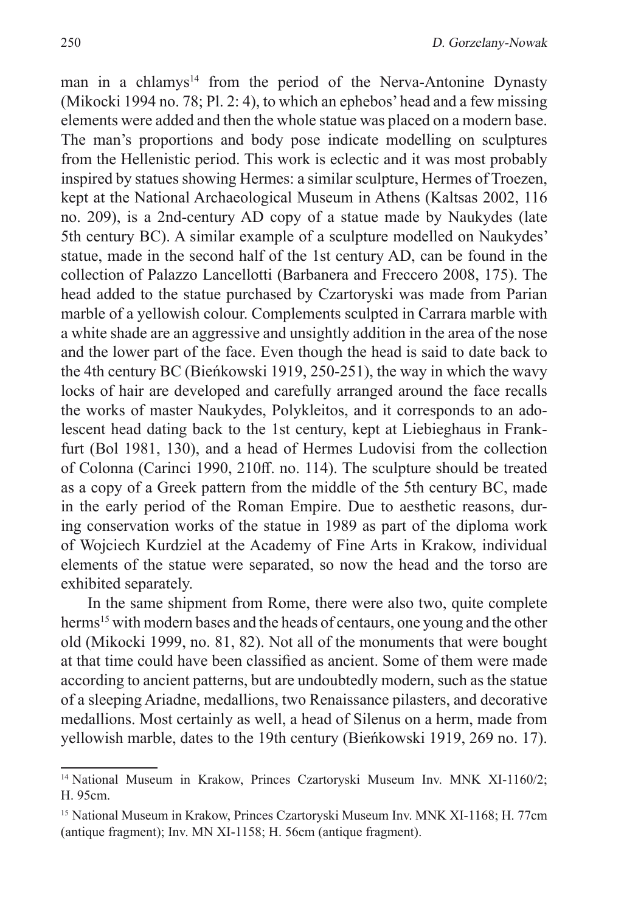man in a chlamys[14] from the period of the Nerva-Antonine Dynasty (Mikocki 1994 no. 78; Pl. 2: 4), to which an ephebos' head and a few missing elements were added and then the whole statue was placed on a modern base. The man's proportions and body pose indicate modelling on sculptures from the Hellenistic period. This work is eclectic and it was most probably inspired by statues showing Hermes: a similar sculpture, Hermes of Troezen, kept at the National Archaeological Museum in Athens (Kaltsas 2002, 116 no. 209), is a 2nd-century AD copy of a statue made by Naukydes (late 5th century BC). A similar example of a sculpture modelled on Naukydes' statue, made in the second half of the 1st century AD, can be found in the collection of Palazzo Lancellotti (Barbanera and Freccero 2008, 175). The head added to the statue purchased by Czartoryski was made from Parian marble of a yellowish colour. Complements sculpted in Carrara marble with a white shade are an aggressive and unsightly addition in the area of the nose and the lower part of the face. Even though the head is said to date back to the 4th century BC (Bieńkowski 1919, 250-251), the way in which the wavy locks of hair are developed and carefully arranged around the face recalls the works of master Naukydes, Polykleitos, and it corresponds to an adolescent head dating back to the 1st century, kept at Liebieghaus in Frankfurt (Bol 1981, 130), and a head of Hermes Ludovisi from the collection of Colonna (Carinci 1990, 210ff. no. 114). The sculpture should be treated as a copy of a Greek pattern from the middle of the 5th century BC, made in the early period of the Roman Empire. Due to aesthetic reasons, during conservation works of the statue in 1989 as part of the diploma work of Wojciech Kurdziel at the Academy of Fine Arts in Krakow, individual elements of the statue were separated, so now the head and the torso are exhibited separately.

In the same shipment from Rome, there were also two, quite complete herms[15] with modern bases and the heads of centaurs, one young and the other old (Mikocki 1999, no. 81, 82). Not all of the monuments that were bought at that time could have been classified as ancient. Some of them were made according to ancient patterns, but are undoubtedly modern, such as the statue of a sleeping Ariadne, medallions, two Renaissance pilasters, and decorative medallions. Most certainly as well, a head of Silenus on a herm, made from yellowish marble, dates to the 19th century (Bieńkowski 1919, 269 no. 17).

---

[14] National Museum in Krakow, Princes Czartoryski Museum Inv. MNK XI-1160/2; H. 95cm.

[15] National Museum in Krakow, Princes Czartoryski Museum Inv. MNK XI-1168; H. 77cm (antique fragment); Inv. MN XI-1158; H. 56cm (antique fragment).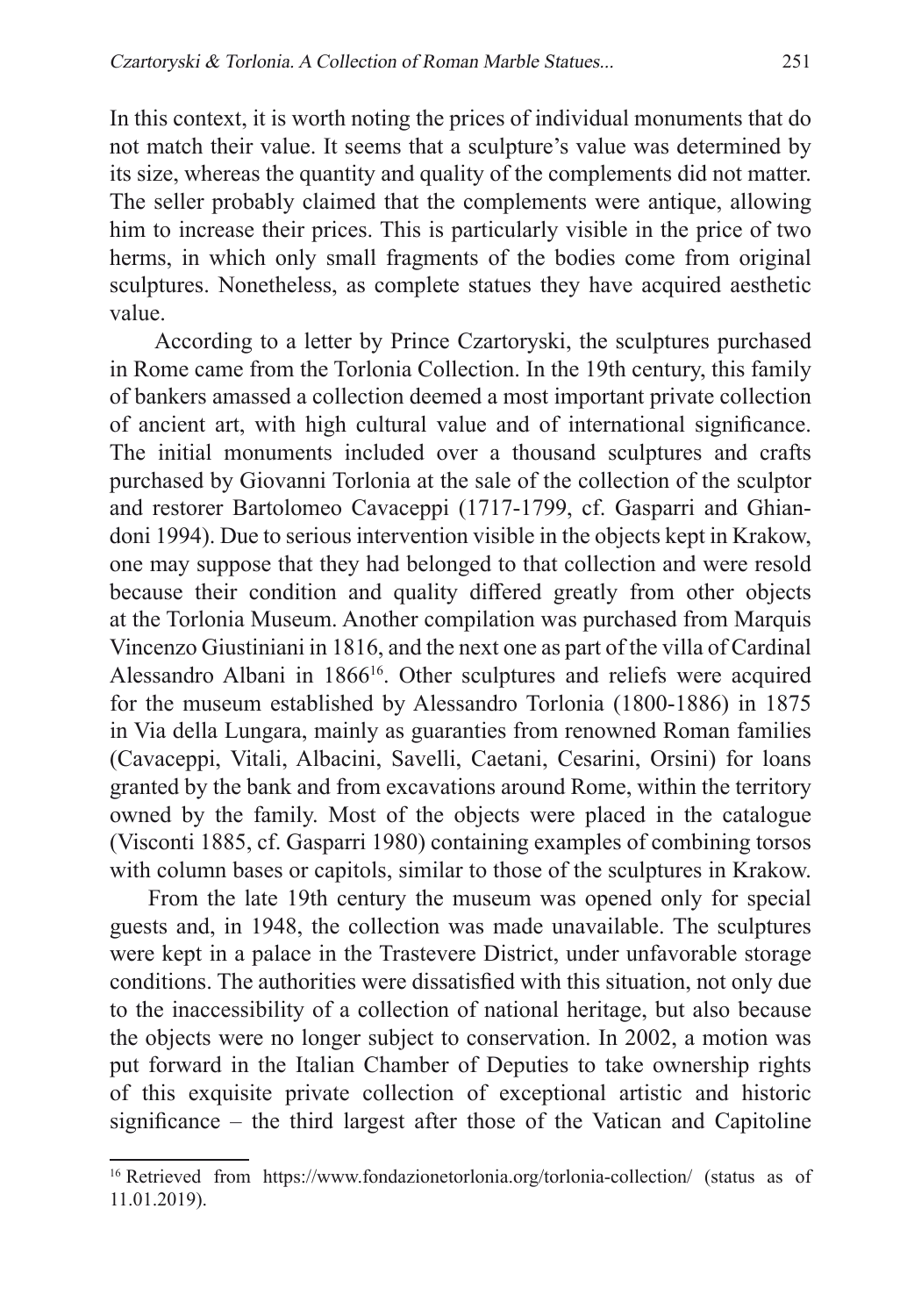In this context, it is worth noting the prices of individual monuments that do not match their value. It seems that a sculpture's value was determined by its size, whereas the quantity and quality of the complements did not matter. The seller probably claimed that the complements were antique, allowing him to increase their prices. This is particularly visible in the price of two herms, in which only small fragments of the bodies come from original sculptures. Nonetheless, as complete statues they have acquired aesthetic value.

According to a letter by Prince Czartoryski, the sculptures purchased in Rome came from the Torlonia Collection. In the 19th century, this family of bankers amassed a collection deemed a most important private collection of ancient art, with high cultural value and of international significance. The initial monuments included over a thousand sculptures and crafts purchased by Giovanni Torlonia at the sale of the collection of the sculptor and restorer Bartolomeo Cavaceppi (1717-1799, cf. Gasparri and Ghiandoni 1994). Due to serious intervention visible in the objects kept in Krakow, one may suppose that they had belonged to that collection and were resold because their condition and quality differed greatly from other objects at the Torlonia Museum. Another compilation was purchased from Marquis Vincenzo Giustiniani in 1816, and the next one as part of the villa of Cardinal Alessandro Albani in 1866[16]. Other sculptures and reliefs were acquired for the museum established by Alessandro Torlonia (1800-1886) in 1875 in Via della Lungara, mainly as guaranties from renowned Roman families (Cavaceppi, Vitali, Albacini, Savelli, Caetani, Cesarini, Orsini) for loans granted by the bank and from excavations around Rome, within the territory owned by the family. Most of the objects were placed in the catalogue (Visconti 1885, cf. Gasparri 1980) containing examples of combining torsos with column bases or capitols, similar to those of the sculptures in Krakow.

From the late 19th century the museum was opened only for special guests and, in 1948, the collection was made unavailable. The sculptures were kept in a palace in the Trastevere District, under unfavorable storage conditions. The authorities were dissatisfied with this situation, not only due to the inaccessibility of a collection of national heritage, but also because the objects were no longer subject to conservation. In 2002, a motion was put forward in the Italian Chamber of Deputies to take ownership rights of this exquisite private collection of exceptional artistic and historic significance – the third largest after those of the Vatican and Capitoline

[16] Retrieved from https://www.fondazionetorlonia.org/torlonia-collection/ (status as of 11.01.2019).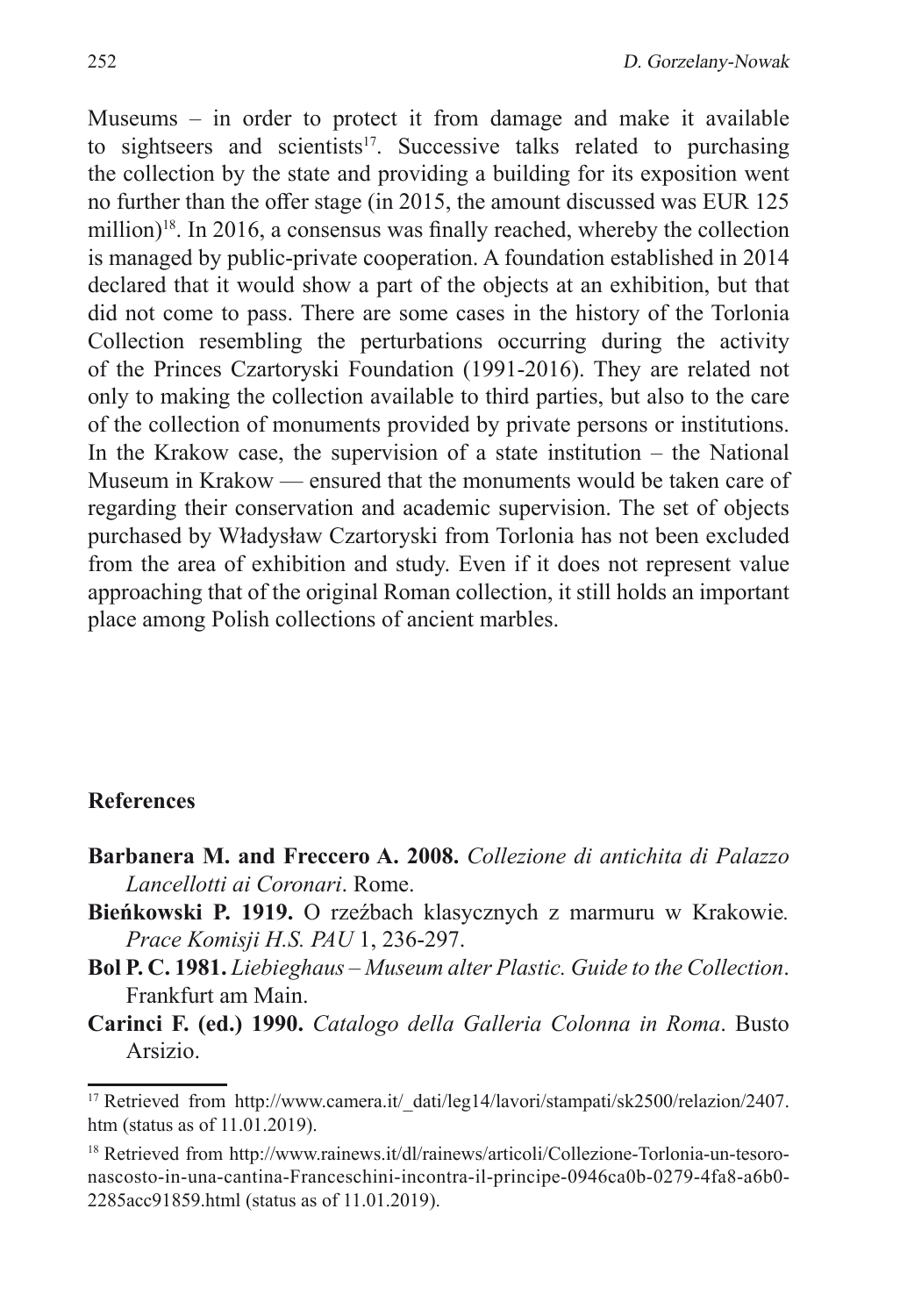Museums – in order to protect it from damage and make it available to sightseers and scientists[17]. Successive talks related to purchasing the collection by the state and providing a building for its exposition went no further than the offer stage (in 2015, the amount discussed was EUR 125 million)[18]. In 2016, a consensus was finally reached, whereby the collection is managed by public-private cooperation. A foundation established in 2014 declared that it would show a part of the objects at an exhibition, but that did not come to pass. There are some cases in the history of the Torlonia Collection resembling the perturbations occurring during the activity of the Princes Czartoryski Foundation (1991-2016). They are related not only to making the collection available to third parties, but also to the care of the collection of monuments provided by private persons or institutions. In the Krakow case, the supervision of a state institution – the National Museum in Krakow — ensured that the monuments would be taken care of regarding their conservation and academic supervision. The set of objects purchased by Władysław Czartoryski from Torlonia has not been excluded from the area of exhibition and study. Even if it does not represent value approaching that of the original Roman collection, it still holds an important place among Polish collections of ancient marbles.

## References

**Barbanera M. and Freccero A. 2008.** *Collezione di antichita di Palazzo Lancellotti ai Coronari*. Rome.

**Bieńkowski P. 1919.** O rzeźbach klasycznych z marmuru w Krakowie. *Prace Komisji H.S. PAU* 1, 236-297.

**Bol P. C. 1981.** *Liebieghaus – Museum alter Plastic. Guide to the Collection*. Frankfurt am Main.

**Carinci F. (ed.) 1990.** *Catalogo della Galleria Colonna in Roma*. Busto Arsizio.

[17] Retrieved from http://www.camera.it/_dati/leg14/lavori/stampati/sk2500/relazion/2407.htm (status as of 11.01.2019).

[18] Retrieved from http://www.rainews.it/dl/rainews/articoli/Collezione-Torlonia-un-tesoro-nascosto-in-una-cantina-Franceschini-incontra-il-principe-0946ca0b-0279-4fa8-a6b0-2285acc91859.html (status as of 11.01.2019).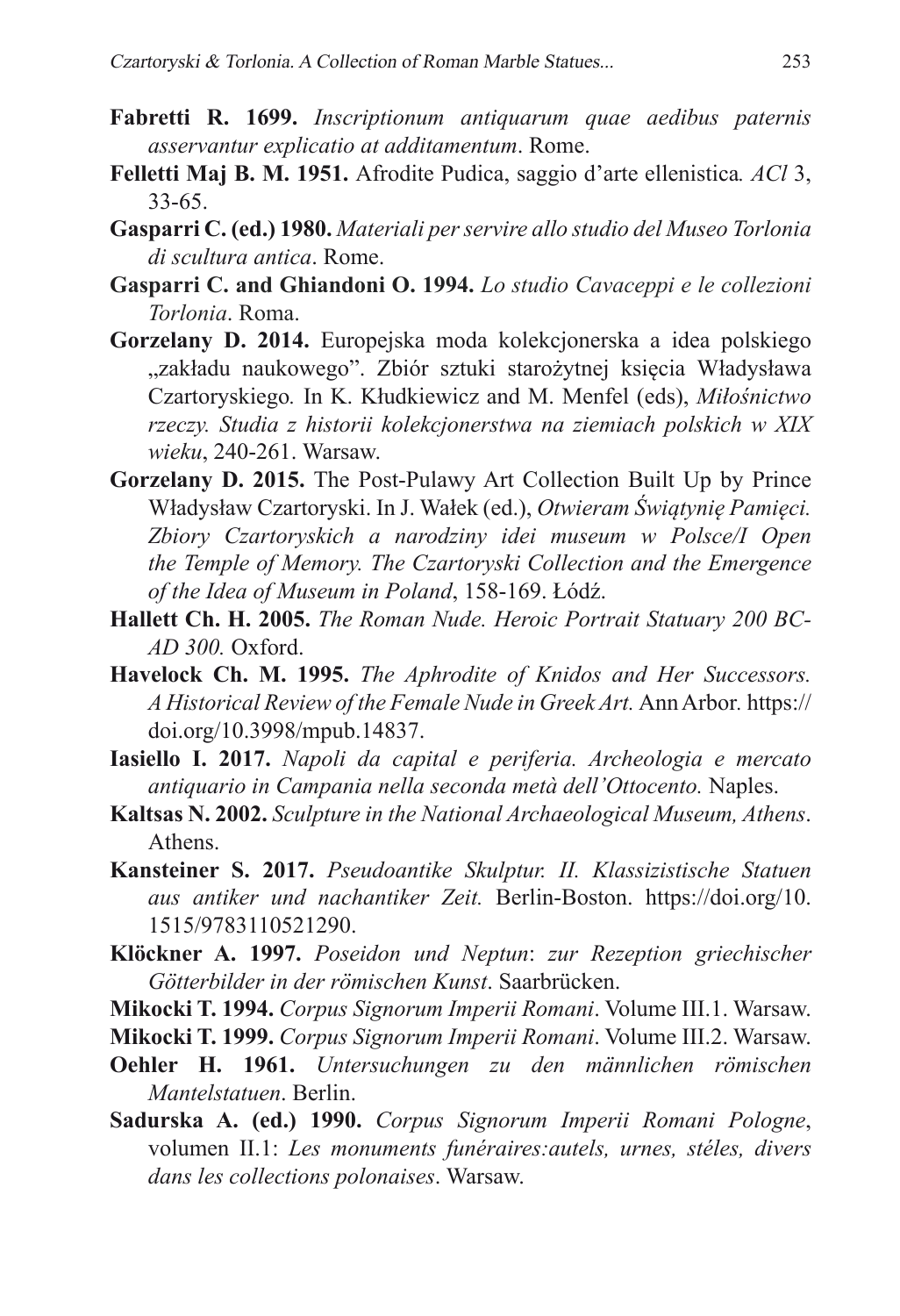**Fabretti R. 1699.** *Inscriptionum antiquarum quae aedibus paternis asservantur explicatio at additamentum*. Rome.

**Felletti Maj B. M. 1951.** Afrodite Pudica, saggio d'arte ellenistica*. ACl* 3, 33-65.

**Gasparri C. (ed.) 1980.** *Materiali per servire allo studio del Museo Torlonia di scultura antica*. Rome.

**Gasparri C. and Ghiandoni O. 1994.** *Lo studio Cavaceppi e le collezioni Torlonia*. Roma.

**Gorzelany D. 2014.** Europejska moda kolekcjonerska a idea polskiego „zakładu naukowego". Zbiór sztuki starożytnej księcia Władysława Czartoryskiego*.* In K. Kłudkiewicz and M. Menfel (eds), *Miłośnictwo rzeczy. Studia z historii kolekcjonerstwa na ziemiach polskich w XIX wieku*, 240-261. Warsaw.

**Gorzelany D. 2015.** The Post-Pulawy Art Collection Built Up by Prince Władysław Czartoryski. In J. Wałek (ed.), *Otwieram Świątynię Pamięci. Zbiory Czartoryskich a narodziny idei museum w Polsce/I Open the Temple of Memory. The Czartoryski Collection and the Emergence of the Idea of Museum in Poland*, 158-169. Łódź.

**Hallett Ch. H. 2005.** *The Roman Nude. Heroic Portrait Statuary 200 BC-AD 300.* Oxford.

**Havelock Ch. M. 1995.** *The Aphrodite of Knidos and Her Successors. A Historical Review of the Female Nude in Greek Art.* Ann Arbor. https://doi.org/10.3998/mpub.14837.

**Iasiello I. 2017.** *Napoli da capital e periferia. Archeologia e mercato antiquario in Campania nella seconda metà dell'Ottocento.* Naples.

**Kaltsas N. 2002.** *Sculpture in the National Archaeological Museum, Athens*. Athens.

**Kansteiner S. 2017.** *Pseudoantike Skulptur. II. Klassizistische Statuen aus antiker und nachantiker Zeit.* Berlin-Boston. https://doi.org/10.1515/9783110521290.

**Klöckner A. 1997.** *Poseidon und Neptun*: *zur Rezeption griechischer Götterbilder in der römischen Kunst*. Saarbrücken.

**Mikocki T. 1994.** *Corpus Signorum Imperii Romani*. Volume III.1. Warsaw.

**Mikocki T. 1999.** *Corpus Signorum Imperii Romani*. Volume III.2. Warsaw.

**Oehler H. 1961.** *Untersuchungen zu den männlichen römischen Mantelstatuen*. Berlin.

**Sadurska A. (ed.) 1990.** *Corpus Signorum Imperii Romani Pologne*, volumen II.1: *Les monuments funéraires:autels, urnes, stéles, divers dans les collections polonaises*. Warsaw.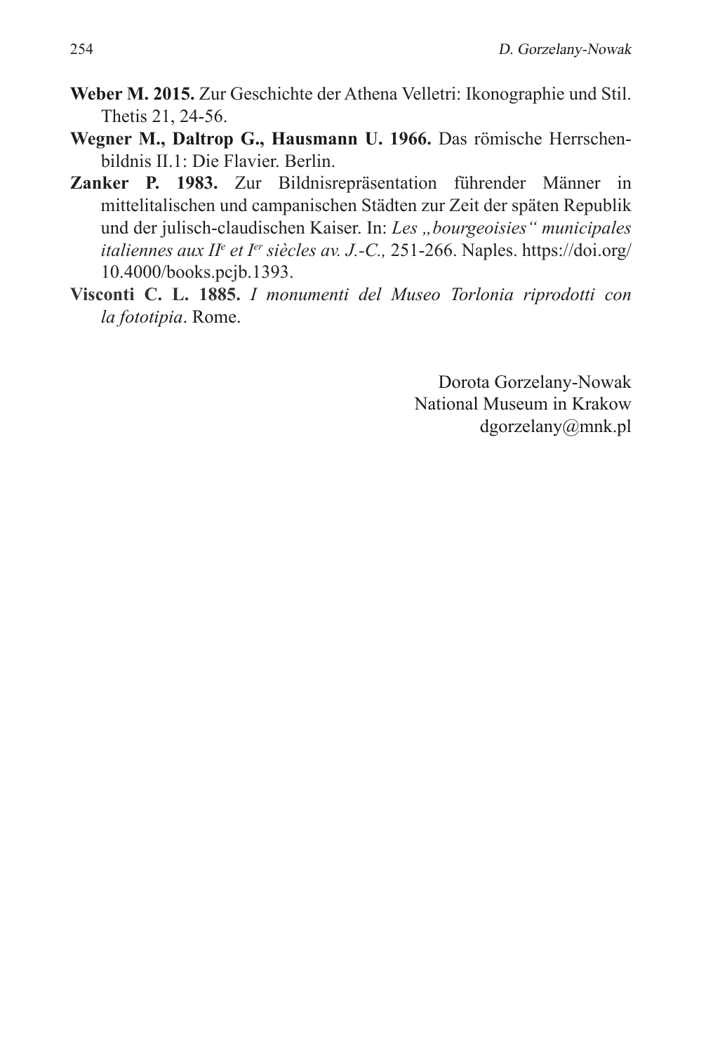**Weber M. 2015.** Zur Geschichte der Athena Velletri: Ikonographie und Stil. Thetis 21, 24-56.

**Wegner M., Daltrop G., Hausmann U. 1966.** Das römische Herrschenbildnis II.1: Die Flavier. Berlin.

**Zanker P. 1983.** Zur Bildnisrepräsentation führender Männer in mittelitalischen und campanischen Städten zur Zeit der späten Republik und der julisch-claudischen Kaiser. In: *Les „bourgeoisies" municipales italiennes aux II^e et I^er siècles av. J.-C.,* 251-266. Naples. https://doi.org/10.4000/books.pcjb.1393.

**Visconti C. L. 1885.** *I monumenti del Museo Torlonia riprodotti con la fototipia*. Rome.

Dorota Gorzelany-Nowak
National Museum in Krakow
dgorzelany@mnk.pl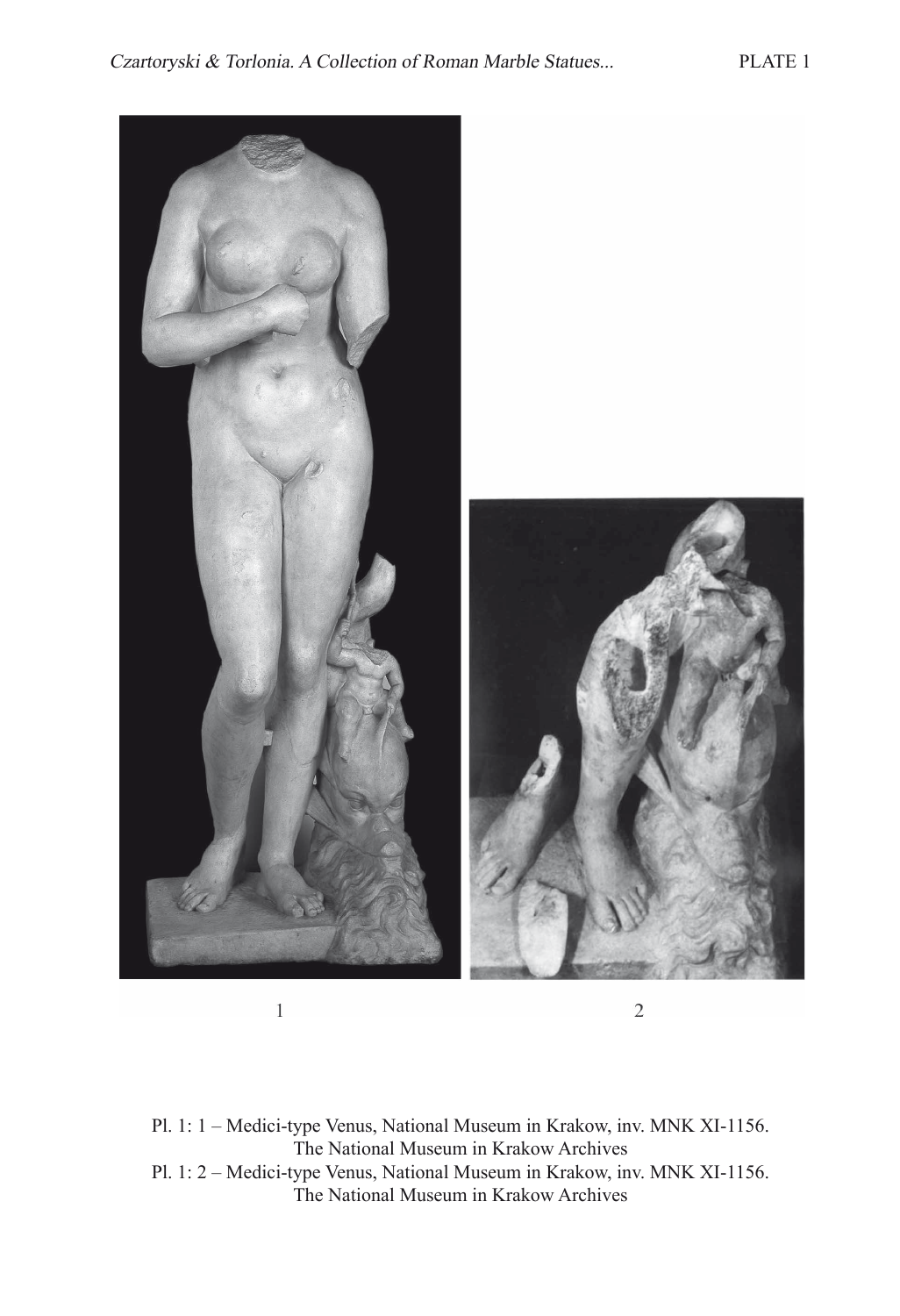1

2

Pl. 1: 1 – Medici-type Venus, National Museum in Krakow, inv. MNK XI-1156. The National Museum in Krakow Archives

Pl. 1: 2 – Medici-type Venus, National Museum in Krakow, inv. MNK XI-1156. The National Museum in Krakow Archives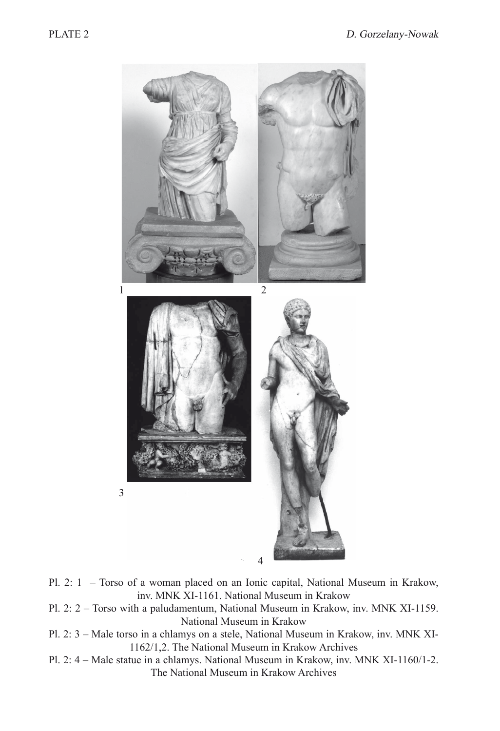1

2

3

4

Pl. 2: 1 – Torso of a woman placed on an Ionic capital, National Museum in Krakow, inv. MNK XI-1161. National Museum in Krakow

Pl. 2: 2 – Torso with a paludamentum, National Museum in Krakow, inv. MNK XI-1159. National Museum in Krakow

Pl. 2: 3 – Male torso in a chlamys on a stele, National Museum in Krakow, inv. MNK XI-1162/1,2. The National Museum in Krakow Archives

Pl. 2: 4 – Male statue in a chlamys. National Museum in Krakow, inv. MNK XI-1160/1-2. The National Museum in Krakow Archives